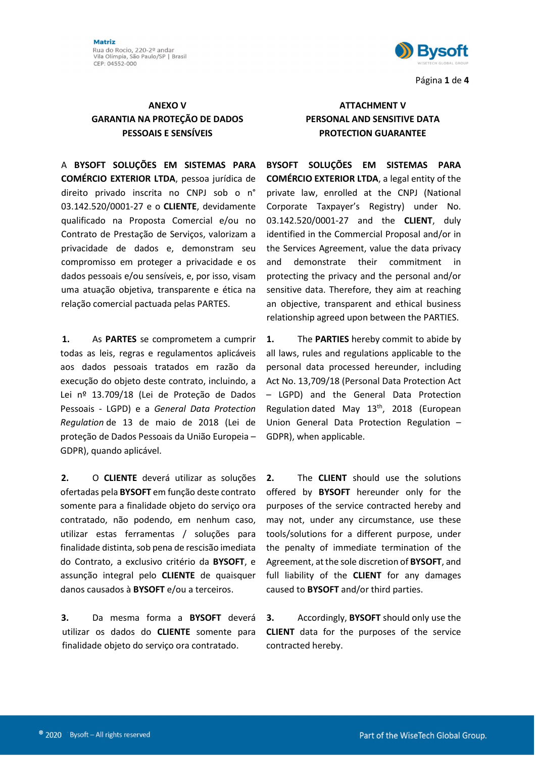## ANEXO V
## GARANTIA NA PROTEÇÃO DE DADOS PESSOAIS E SENSÍVEIS

A **BYSOFT SOLUÇÕES EM SISTEMAS PARA COMÉRCIO EXTERIOR LTDA**, pessoa jurídica de direito privado inscrita no CNPJ sob o n° 03.142.520/0001-27 e o **CLIENTE**, devidamente qualificado na Proposta Comercial e/ou no Contrato de Prestação de Serviços, valorizam a privacidade de dados e, demonstram seu compromisso em proteger a privacidade e os dados pessoais e/ou sensíveis, e, por isso, visam uma atuação objetiva, transparente e ética na relação comercial pactuada pelas PARTES.

**1.** As **PARTES** se comprometem a cumprir todas as leis, regras e regulamentos aplicáveis aos dados pessoais tratados em razão da execução do objeto deste contrato, incluindo, a Lei nº 13.709/18 (Lei de Proteção de Dados Pessoais - LGPD) e a *General Data Protection Regulation* de 13 de maio de 2018 (Lei de proteção de Dados Pessoais da União Europeia – GDPR), quando aplicável.

**2.** O **CLIENTE** deverá utilizar as soluções ofertadas pela **BYSOFT** em função deste contrato somente para a finalidade objeto do serviço ora contratado, não podendo, em nenhum caso, utilizar estas ferramentas / soluções para finalidade distinta, sob pena de rescisão imediata do Contrato, a exclusivo critério da **BYSOFT**, e assunção integral pelo **CLIENTE** de quaisquer danos causados à **BYSOFT** e/ou a terceiros.

**3.** Da mesma forma a **BYSOFT** deverá utilizar os dados do **CLIENTE** somente para finalidade objeto do serviço ora contratado.

## ATTACHMENT V
## PERSONAL AND SENSITIVE DATA PROTECTION GUARANTEE

**BYSOFT SOLUÇÕES EM SISTEMAS PARA COMÉRCIO EXTERIOR LTDA**, a legal entity of the private law, enrolled at the CNPJ (National Corporate Taxpayer's Registry) under No. 03.142.520/0001-27 and the **CLIENT**, duly identified in the Commercial Proposal and/or in the Services Agreement, value the data privacy and demonstrate their commitment in protecting the privacy and the personal and/or sensitive data. Therefore, they aim at reaching an objective, transparent and ethical business relationship agreed upon between the PARTIES.

**1.** The **PARTIES** hereby commit to abide by all laws, rules and regulations applicable to the personal data processed hereunder, including Act No. 13,709/18 (Personal Data Protection Act – LGPD) and the General Data Protection Regulation dated May 13th, 2018 (European Union General Data Protection Regulation – GDPR), when applicable.

**2.** The **CLIENT** should use the solutions offered by **BYSOFT** hereunder only for the purposes of the service contracted hereby and may not, under any circumstance, use these tools/solutions for a different purpose, under the penalty of immediate termination of the Agreement, at the sole discretion of **BYSOFT**, and full liability of the **CLIENT** for any damages caused to **BYSOFT** and/or third parties.

**3.** Accordingly, **BYSOFT** should only use the **CLIENT** data for the purposes of the service contracted hereby.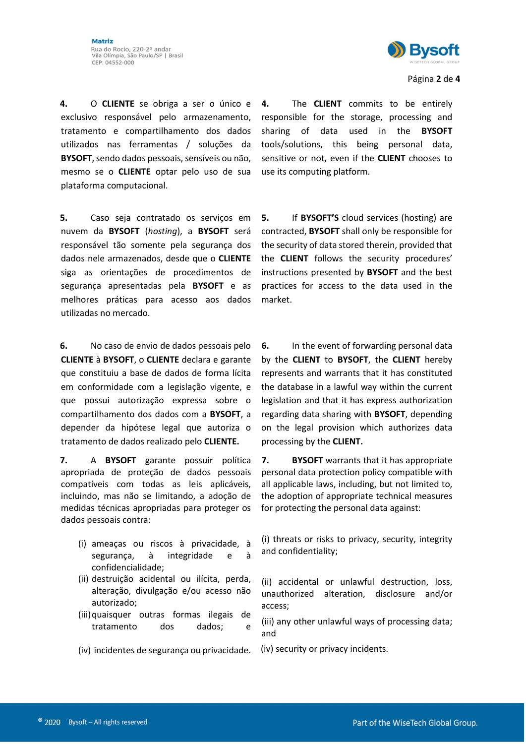**4.** O **CLIENTE** se obriga a ser o único e exclusivo responsável pelo armazenamento, tratamento e compartilhamento dos dados utilizados nas ferramentas / soluções da **BYSOFT**, sendo dados pessoais, sensíveis ou não, mesmo se o **CLIENTE** optar pelo uso de sua plataforma computacional.

**4.** The **CLIENT** commits to be entirely responsible for the storage, processing and sharing of data used in the **BYSOFT** tools/solutions, this being personal data, sensitive or not, even if the **CLIENT** chooses to use its computing platform.

**5.** Caso seja contratado os serviços em nuvem da **BYSOFT** (*hosting*), a **BYSOFT** será responsável tão somente pela segurança dos dados nele armazenados, desde que o **CLIENTE** siga as orientações de procedimentos de segurança apresentadas pela **BYSOFT** e as melhores práticas para acesso aos dados utilizadas no mercado.

**5.** If **BYSOFT'S** cloud services (hosting) are contracted, **BYSOFT** shall only be responsible for the security of data stored therein, provided that the **CLIENT** follows the security procedures' instructions presented by **BYSOFT** and the best practices for access to the data used in the market.

**6.** No caso de envio de dados pessoais pelo **CLIENTE** à **BYSOFT**, o **CLIENTE** declara e garante que constituiu a base de dados de forma lícita em conformidade com a legislação vigente, e que possui autorização expressa sobre o compartilhamento dos dados com a **BYSOFT**, a depender da hipótese legal que autoriza o tratamento de dados realizado pelo **CLIENTE.**

**6.** In the event of forwarding personal data by the **CLIENT** to **BYSOFT**, the **CLIENT** hereby represents and warrants that it has constituted the database in a lawful way within the current legislation and that it has express authorization regarding data sharing with **BYSOFT**, depending on the legal provision which authorizes data processing by the **CLIENT.**

**7.** A **BYSOFT** garante possuir política apropriada de proteção de dados pessoais compatíveis com todas as leis aplicáveis, incluindo, mas não se limitando, a adoção de medidas técnicas apropriadas para proteger os dados pessoais contra:

(i) ameaças ou riscos à privacidade, à segurança, à integridade e à confidencialidade;
(ii) destruição acidental ou ilícita, perda, alteração, divulgação e/ou acesso não autorizado;
(iii) quaisquer outras formas ilegais de tratamento dos dados; e
(iv) incidentes de segurança ou privacidade.

**7.** **BYSOFT** warrants that it has appropriate personal data protection policy compatible with all applicable laws, including, but not limited to, the adoption of appropriate technical measures for protecting the personal data against:

(i) threats or risks to privacy, security, integrity and confidentiality;

(ii) accidental or unlawful destruction, loss, unauthorized alteration, disclosure and/or access;

(iii) any other unlawful ways of processing data; and

(iv) security or privacy incidents.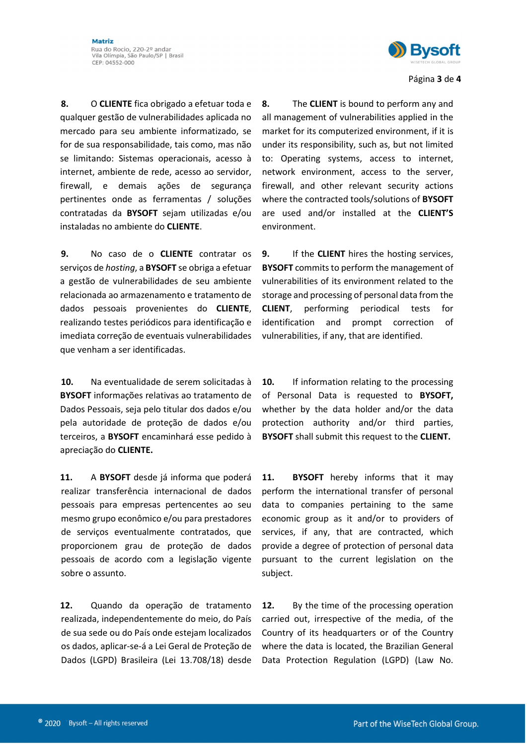**8.** O **CLIENTE** fica obrigado a efetuar toda e qualquer gestão de vulnerabilidades aplicada no mercado para seu ambiente informatizado, se for de sua responsabilidade, tais como, mas não se limitando: Sistemas operacionais, acesso à internet, ambiente de rede, acesso ao servidor, firewall, e demais ações de segurança pertinentes onde as ferramentas / soluções contratadas da **BYSOFT** sejam utilizadas e/ou instaladas no ambiente do **CLIENTE**.

**8.** The **CLIENT** is bound to perform any and all management of vulnerabilities applied in the market for its computerized environment, if it is under its responsibility, such as, but not limited to: Operating systems, access to internet, network environment, access to the server, firewall, and other relevant security actions where the contracted tools/solutions of **BYSOFT** are used and/or installed at the **CLIENT'S** environment.

**9.** No caso de o **CLIENTE** contratar os serviços de *hosting*, a **BYSOFT** se obriga a efetuar a gestão de vulnerabilidades de seu ambiente relacionada ao armazenamento e tratamento de dados pessoais provenientes do **CLIENTE**, realizando testes periódicos para identificação e imediata correção de eventuais vulnerabilidades que venham a ser identificadas.

**9.** If the **CLIENT** hires the hosting services, **BYSOFT** commits to perform the management of vulnerabilities of its environment related to the storage and processing of personal data from the **CLIENT**, performing periodical tests for identification and prompt correction of vulnerabilities, if any, that are identified.

**10.** Na eventualidade de serem solicitadas à **BYSOFT** informações relativas ao tratamento de Dados Pessoais, seja pelo titular dos dados e/ou pela autoridade de proteção de dados e/ou terceiros, a **BYSOFT** encaminhará esse pedido à apreciação do **CLIENTE.**

**10.** If information relating to the processing of Personal Data is requested to **BYSOFT,** whether by the data holder and/or the data protection authority and/or third parties, **BYSOFT** shall submit this request to the **CLIENT.**

**11.** A **BYSOFT** desde já informa que poderá realizar transferência internacional de dados pessoais para empresas pertencentes ao seu mesmo grupo econômico e/ou para prestadores de serviços eventualmente contratados, que proporcionem grau de proteção de dados pessoais de acordo com a legislação vigente sobre o assunto.

**11.** **BYSOFT** hereby informs that it may perform the international transfer of personal data to companies pertaining to the same economic group as it and/or to providers of services, if any, that are contracted, which provide a degree of protection of personal data pursuant to the current legislation on the subject.

**12.** Quando da operação de tratamento realizada, independentemente do meio, do País de sua sede ou do País onde estejam localizados os dados, aplicar-se-á a Lei Geral de Proteção de Dados (LGPD) Brasileira (Lei 13.708/18) desde

**12.** By the time of the processing operation carried out, irrespective of the media, of the Country of its headquarters or of the Country where the data is located, the Brazilian General Data Protection Regulation (LGPD) (Law No.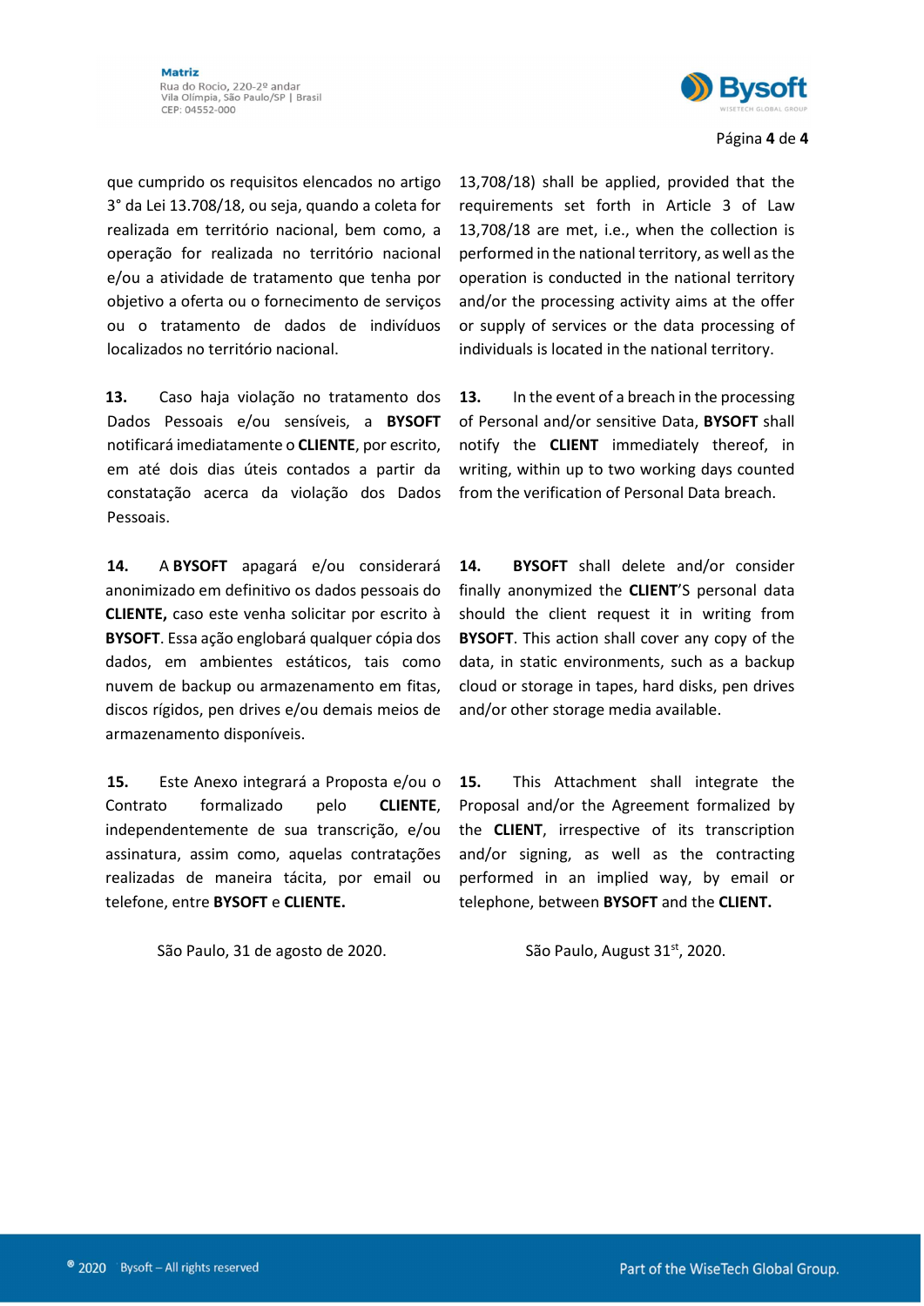que cumprido os requisitos elencados no artigo 3° da Lei 13.708/18, ou seja, quando a coleta for realizada em território nacional, bem como, a operação for realizada no território nacional e/ou a atividade de tratamento que tenha por objetivo a oferta ou o fornecimento de serviços ou o tratamento de dados de indivíduos localizados no território nacional.

**13.** Caso haja violação no tratamento dos Dados Pessoais e/ou sensíveis, a **BYSOFT** notificará imediatamente o **CLIENTE**, por escrito, em até dois dias úteis contados a partir da constatação acerca da violação dos Dados Pessoais.

**14.** A **BYSOFT** apagará e/ou considerará anonimizado em definitivo os dados pessoais do **CLIENTE,** caso este venha solicitar por escrito à **BYSOFT**. Essa ação englobará qualquer cópia dos dados, em ambientes estáticos, tais como nuvem de backup ou armazenamento em fitas, discos rígidos, pen drives e/ou demais meios de armazenamento disponíveis.

**15.** Este Anexo integrará a Proposta e/ou o Contrato formalizado pelo **CLIENTE**, independentemente de sua transcrição, e/ou assinatura, assim como, aquelas contratações realizadas de maneira tácita, por email ou telefone, entre **BYSOFT** e **CLIENTE.**

São Paulo, 31 de agosto de 2020.

13,708/18) shall be applied, provided that the requirements set forth in Article 3 of Law 13,708/18 are met, i.e., when the collection is performed in the national territory, as well as the operation is conducted in the national territory and/or the processing activity aims at the offer or supply of services or the data processing of individuals is located in the national territory.

**13.** In the event of a breach in the processing of Personal and/or sensitive Data, **BYSOFT** shall notify the **CLIENT** immediately thereof, in writing, within up to two working days counted from the verification of Personal Data breach.

**14.** **BYSOFT** shall delete and/or consider finally anonymized the **CLIENT**'S personal data should the client request it in writing from **BYSOFT**. This action shall cover any copy of the data, in static environments, such as a backup cloud or storage in tapes, hard disks, pen drives and/or other storage media available.

**15.** This Attachment shall integrate the Proposal and/or the Agreement formalized by the **CLIENT**, irrespective of its transcription and/or signing, as well as the contracting performed in an implied way, by email or telephone, between **BYSOFT** and the **CLIENT.**

São Paulo, August 31st, 2020.